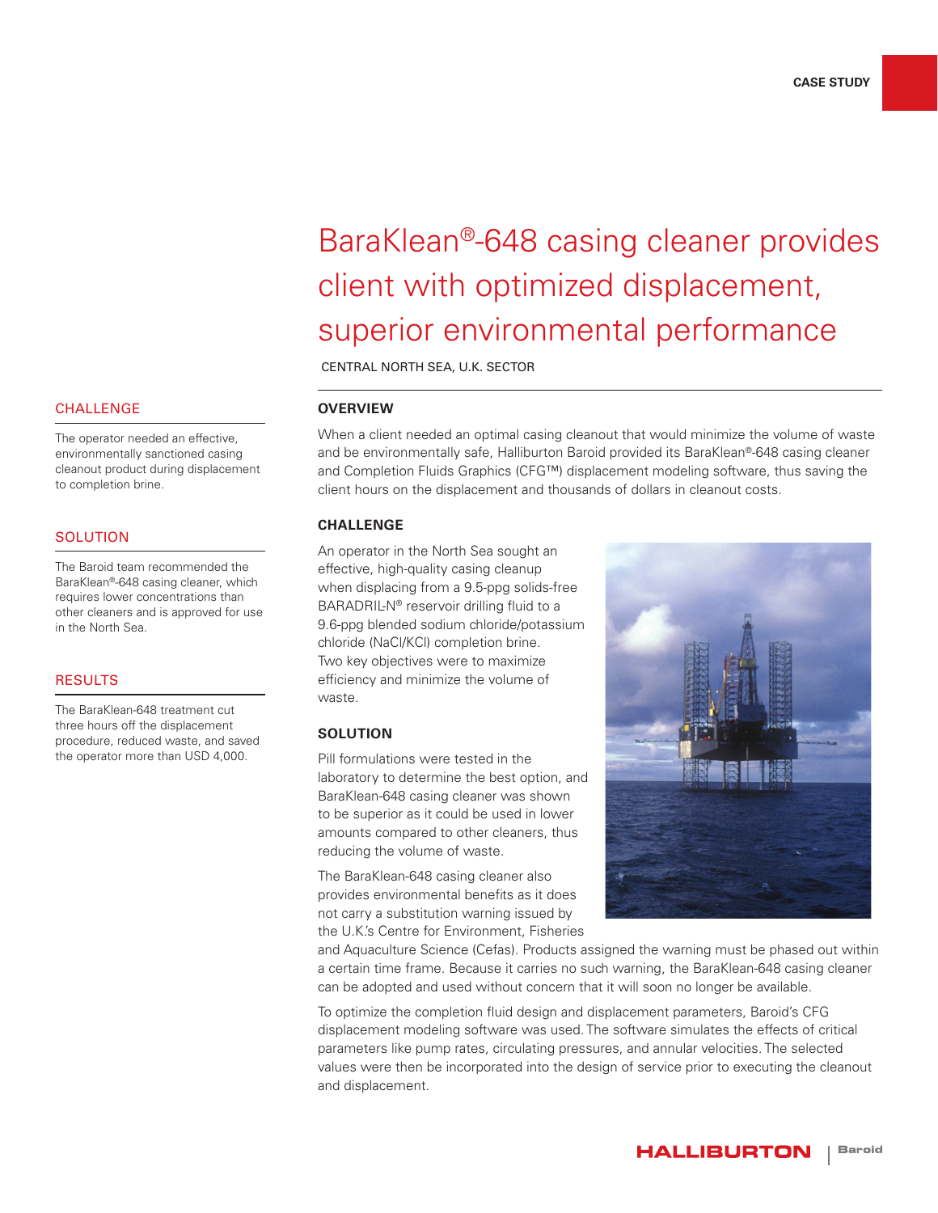CASE STUDY

# BaraKlean®-648 casing cleaner provides client with optimized displacement, superior environmental performance

CENTRAL NORTH SEA, U.K. SECTOR

## CHALLENGE

The operator needed an effective, environmentally sanctioned casing cleanout product during displacement to completion brine.

## SOLUTION

The Baroid team recommended the BaraKlean®-648 casing cleaner, which requires lower concentrations than other cleaners and is approved for use in the North Sea.

## RESULTS

The BaraKlean-648 treatment cut three hours off the displacement procedure, reduced waste, and saved the operator more than USD 4,000.

## OVERVIEW

When a client needed an optimal casing cleanout that would minimize the volume of waste and be environmentally safe, Halliburton Baroid provided its BaraKlean®-648 casing cleaner and Completion Fluids Graphics (CFG™) displacement modeling software, thus saving the client hours on the displacement and thousands of dollars in cleanout costs.

## CHALLENGE

An operator in the North Sea sought an effective, high-quality casing cleanup when displacing from a 9.5-ppg solids-free BARADRIL-N® reservoir drilling fluid to a 9.6-ppg blended sodium chloride/potassium chloride (NaCl/KCl) completion brine. Two key objectives were to maximize efficiency and minimize the volume of waste.

## SOLUTION

Pill formulations were tested in the laboratory to determine the best option, and BaraKlean-648 casing cleaner was shown to be superior as it could be used in lower amounts compared to other cleaners, thus reducing the volume of waste.

The BaraKlean-648 casing cleaner also provides environmental benefits as it does not carry a substitution warning issued by the U.K.'s Centre for Environment, Fisheries and Aquaculture Science (Cefas). Products assigned the warning must be phased out within a certain time frame. Because it carries no such warning, the BaraKlean-648 casing cleaner can be adopted and used without concern that it will soon no longer be available.

To optimize the completion fluid design and displacement parameters, Baroid's CFG displacement modeling software was used. The software simulates the effects of critical parameters like pump rates, circulating pressures, and annular velocities. The selected values were then be incorporated into the design of service prior to executing the cleanout and displacement.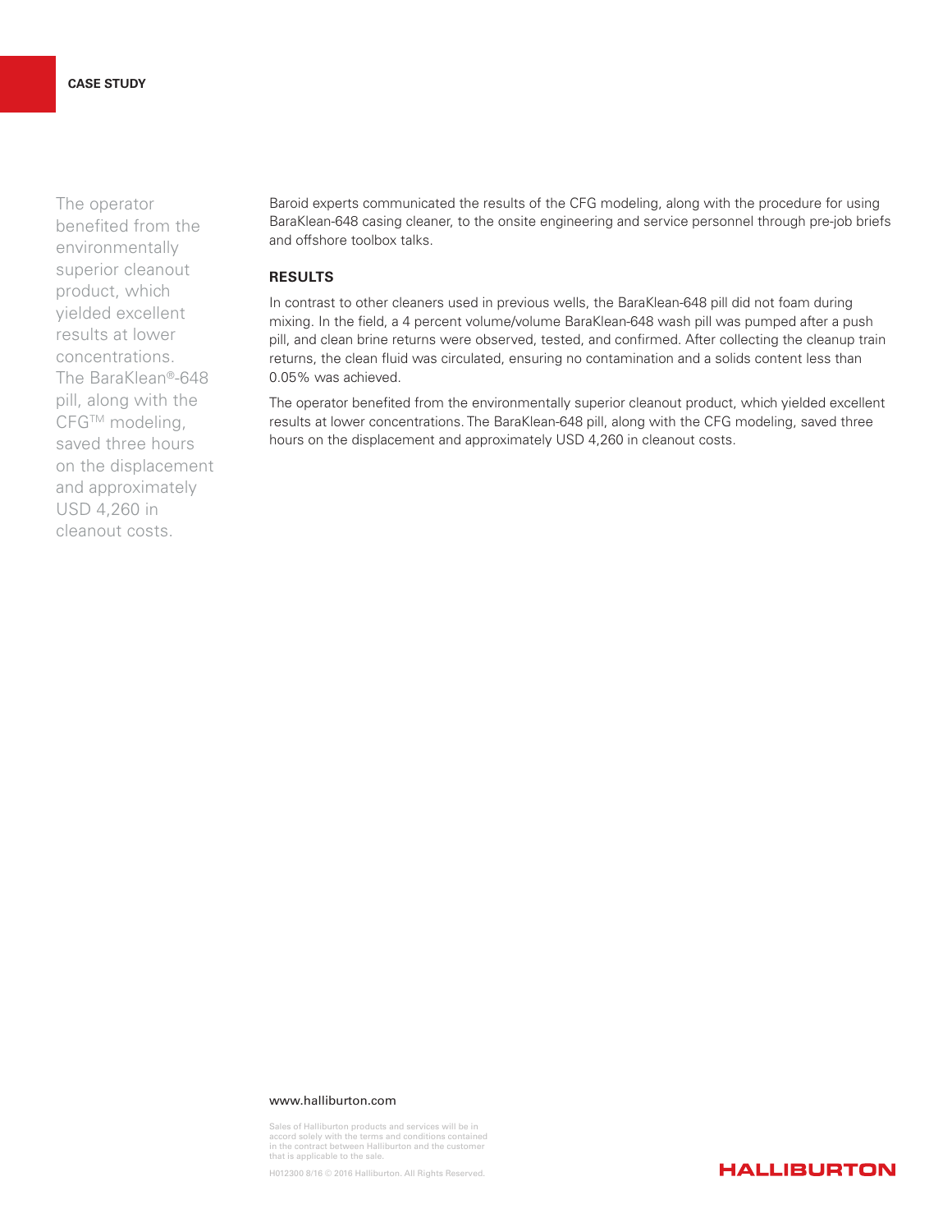The operator benefited from the environmentally superior cleanout product, which yielded excellent results at lower concentrations. The BaraKlean®-648 pill, along with the CFG™ modeling, saved three hours on the displacement and approximately USD 4,260 in cleanout costs.

Baroid experts communicated the results of the CFG modeling, along with the procedure for using BaraKlean-648 casing cleaner, to the onsite engineering and service personnel through pre-job briefs and offshore toolbox talks.

## RESULTS

In contrast to other cleaners used in previous wells, the BaraKlean-648 pill did not foam during mixing. In the field, a 4 percent volume/volume BaraKlean-648 wash pill was pumped after a push pill, and clean brine returns were observed, tested, and confirmed. After collecting the cleanup train returns, the clean fluid was circulated, ensuring no contamination and a solids content less than 0.05% was achieved.

The operator benefited from the environmentally superior cleanout product, which yielded excellent results at lower concentrations. The BaraKlean-648 pill, along with the CFG modeling, saved three hours on the displacement and approximately USD 4,260 in cleanout costs.

www.halliburton.com

Sales of Halliburton products and services will be in accord solely with the terms and conditions contained in the contract between Halliburton and the customer that is applicable to the sale.

H012300 8/16 © 2016 Halliburton. All Rights Reserved.

HALLIBURTON